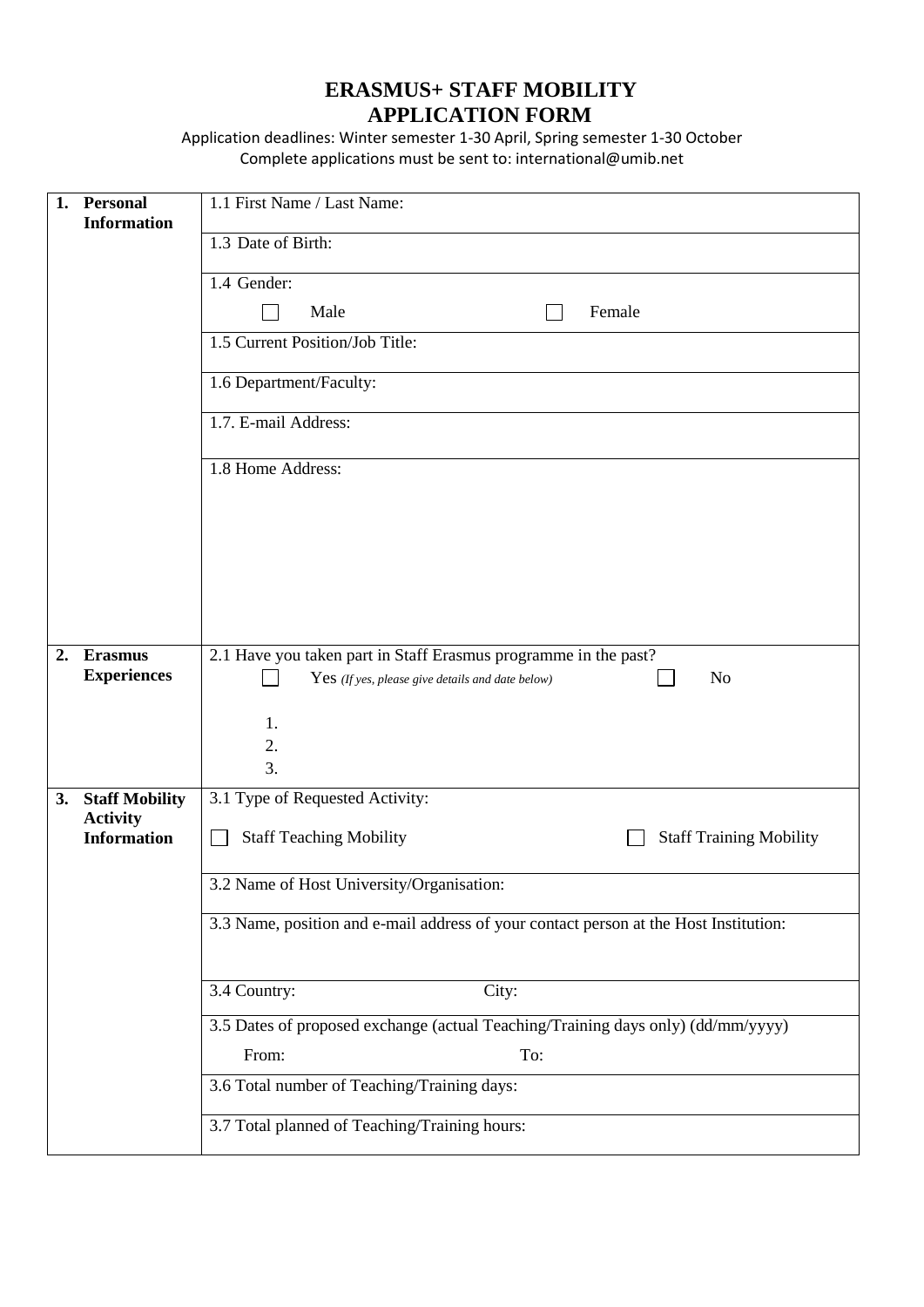# ERASMUS+ STAFF MOBILITY
# APPLICATION FORM

Application deadlines: Winter semester 1-30 April, Spring semester 1-30 October
Complete applications must be sent to: international@umib.net

| | |
|---|---|
| **1. Personal Information** | 1.1 First Name / Last Name: |
| | 1.3 Date of Birth: |
| | 1.4 Gender:<br>☐ Male ☐ Female |
| | 1.5 Current Position/Job Title: |
| | 1.6 Department/Faculty: |
| | 1.7. E-mail Address: |
| | 1.8 Home Address: |
| **2. Erasmus Experiences** | 2.1 Have you taken part in Staff Erasmus programme in the past?<br>☐ Yes *(If yes, please give details and date below)* ☐ No<br>1.<br>2.<br>3. |
| **3. Staff Mobility Activity Information** | 3.1 Type of Requested Activity:<br>☐ Staff Teaching Mobility ☐ Staff Training Mobility |
| | 3.2 Name of Host University/Organisation: |
| | 3.3 Name, position and e-mail address of your contact person at the Host Institution: |
| | 3.4 Country: City: |
| | 3.5 Dates of proposed exchange (actual Teaching/Training days only) (dd/mm/yyyy)<br>From: To: |
| | 3.6 Total number of Teaching/Training days: |
| | 3.7 Total planned of Teaching/Training hours: |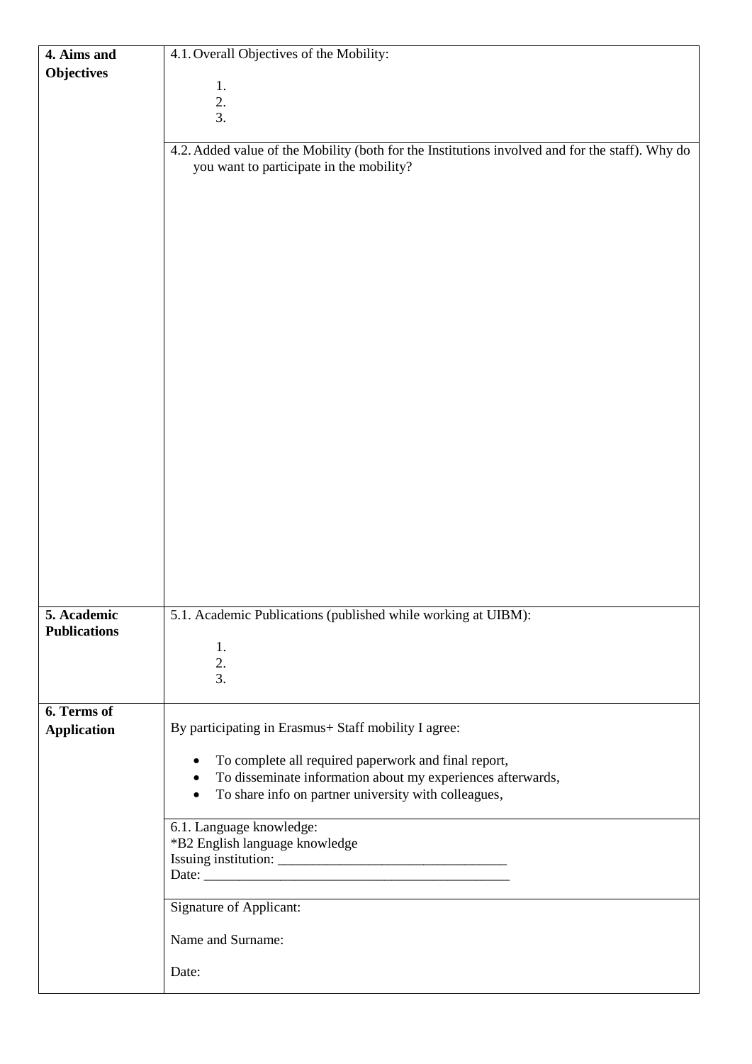| | |
|---|---|
| **4. Aims and Objectives** | 4.1. Overall Objectives of the Mobility:<br><br>1.<br>2.<br>3. |
| | 4.2. Added value of the Mobility (both for the Institutions involved and for the staff). Why do you want to participate in the mobility? |
| **5. Academic Publications** | 5.1. Academic Publications (published while working at UIBM):<br><br>1.<br>2.<br>3. |
| **6. Terms of Application** | By participating in Erasmus+ Staff mobility I agree:<br><br>• To complete all required paperwork and final report,<br>• To disseminate information about my experiences afterwards,<br>• To share info on partner university with colleagues, |
| | 6.1. Language knowledge:<br>*B2 English language knowledge<br>Issuing institution: _________________________________<br>Date: _____________________________________________ |
| | Signature of Applicant:<br><br>Name and Surname:<br><br>Date: |